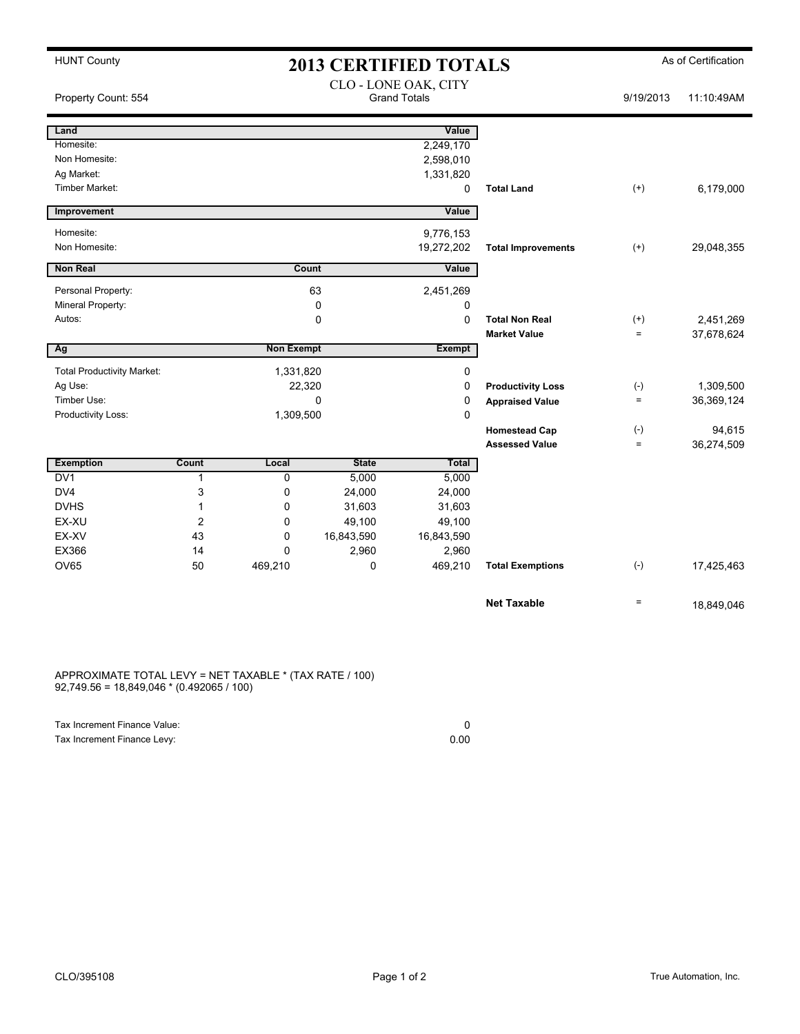HUNT County

# 2013 CERTIFIED TOTALS

As of Certification

CLO - LONE OAK, CITY
Grand Totals

Property Count: 554

9/19/2013 11:10:49AM

| Land | Value | | | |
|---|---|---|---|---|
| Homesite: | 2,249,170 | | | |
| Non Homesite: | 2,598,010 | | | |
| Ag Market: | 1,331,820 | | | |
| Timber Market: | 0 | **Total Land** | (+) | 6,179,000 |

| Improvement | Value | | | |
|---|---|---|---|---|
| Homesite: | 9,776,153 | | | |
| Non Homesite: | 19,272,202 | **Total Improvements** | (+) | 29,048,355 |

| Non Real | Count | Value | | | |
|---|---|---|---|---|---|
| Personal Property: | 63 | 2,451,269 | | | |
| Mineral Property: | 0 | 0 | | | |
| Autos: | 0 | 0 | **Total Non Real** | (+) | 2,451,269 |
| | | | **Market Value** | = | 37,678,624 |

| Ag | Non Exempt | Exempt | | | |
|---|---|---|---|---|---|
| Total Productivity Market: | 1,331,820 | 0 | | | |
| Ag Use: | 22,320 | 0 | **Productivity Loss** | (-) | 1,309,500 |
| Timber Use: | 0 | 0 | **Appraised Value** | = | 36,369,124 |
| Productivity Loss: | 1,309,500 | 0 | | | |
| | | | **Homestead Cap** | (-) | 94,615 |
| | | | **Assessed Value** | = | 36,274,509 |

| Exemption | Count | Local | State | Total | | | |
|---|---|---|---|---|---|---|---|
| DV1 | 1 | 0 | 5,000 | 5,000 | | | |
| DV4 | 3 | 0 | 24,000 | 24,000 | | | |
| DVHS | 1 | 0 | 31,603 | 31,603 | | | |
| EX-XU | 2 | 0 | 49,100 | 49,100 | | | |
| EX-XV | 43 | 0 | 16,843,590 | 16,843,590 | | | |
| EX366 | 14 | 0 | 2,960 | 2,960 | | | |
| OV65 | 50 | 469,210 | 0 | 469,210 | **Total Exemptions** | (-) | 17,425,463 |

| | | |
|---|---|---|
| **Net Taxable** | = | 18,849,046 |

APPROXIMATE TOTAL LEVY = NET TAXABLE * (TAX RATE / 100)
92,749.56 = 18,849,046 * (0.492065 / 100)

| | |
|---|---|
| Tax Increment Finance Value: | 0 |
| Tax Increment Finance Levy: | 0.00 |

CLO/395108

True Automation, Inc.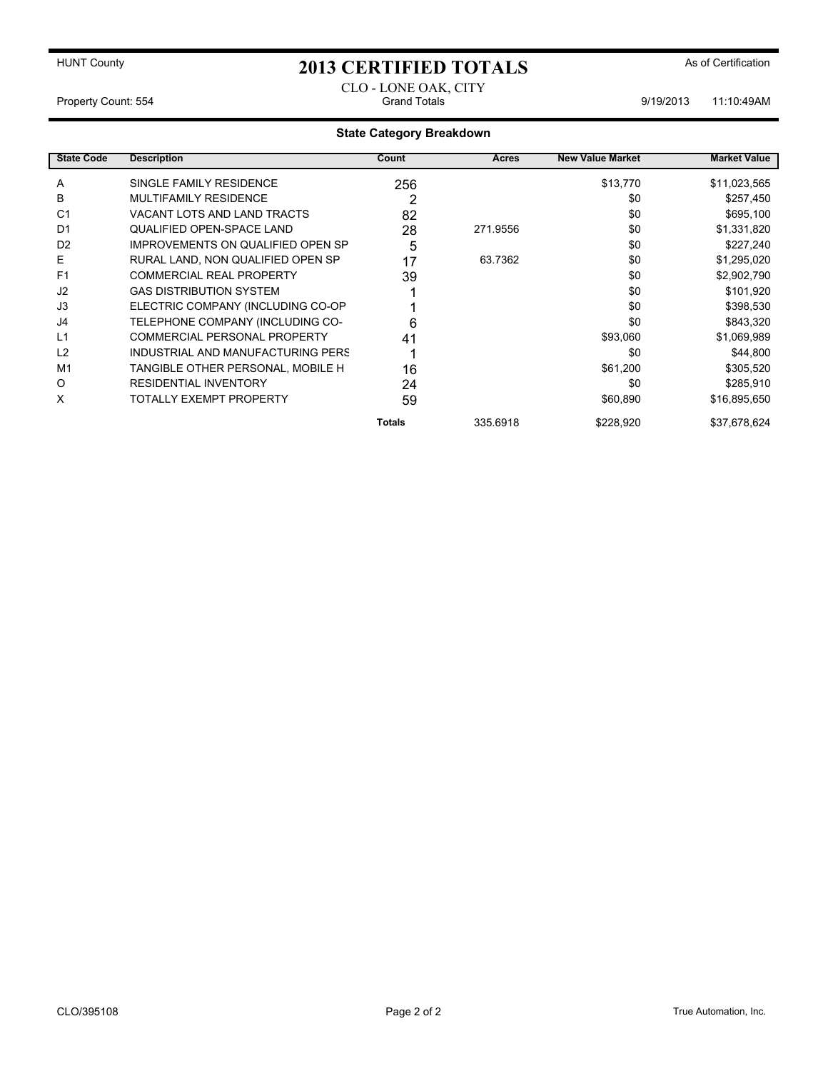HUNT County

# 2013 CERTIFIED TOTALS

As of Certification

CLO - LONE OAK, CITY
Grand Totals

Property Count: 554

9/19/2013 11:10:49AM

## State Category Breakdown

| State Code | Description | Count | Acres | New Value Market | Market Value |
|---|---|---|---|---|---|
| A | SINGLE FAMILY RESIDENCE | 256 | | $13,770 | $11,023,565 |
| B | MULTIFAMILY RESIDENCE | 2 | | $0 | $257,450 |
| C1 | VACANT LOTS AND LAND TRACTS | 82 | | $0 | $695,100 |
| D1 | QUALIFIED OPEN-SPACE LAND | 28 | 271.9556 | $0 | $1,331,820 |
| D2 | IMPROVEMENTS ON QUALIFIED OPEN SP | 5 | | $0 | $227,240 |
| E | RURAL LAND, NON QUALIFIED OPEN SP | 17 | 63.7362 | $0 | $1,295,020 |
| F1 | COMMERCIAL REAL PROPERTY | 39 | | $0 | $2,902,790 |
| J2 | GAS DISTRIBUTION SYSTEM | 1 | | $0 | $101,920 |
| J3 | ELECTRIC COMPANY (INCLUDING CO-OP | 1 | | $0 | $398,530 |
| J4 | TELEPHONE COMPANY (INCLUDING CO- | 6 | | $0 | $843,320 |
| L1 | COMMERCIAL PERSONAL PROPERTY | 41 | | $93,060 | $1,069,989 |
| L2 | INDUSTRIAL AND MANUFACTURING PERS | 1 | | $0 | $44,800 |
| M1 | TANGIBLE OTHER PERSONAL, MOBILE H | 16 | | $61,200 | $305,520 |
| O | RESIDENTIAL INVENTORY | 24 | | $0 | $285,910 |
| X | TOTALLY EXEMPT PROPERTY | 59 | | $60,890 | $16,895,650 |
| | | Totals | 335.6918 | $228,920 | $37,678,624 |

CLO/395108

True Automation, Inc.